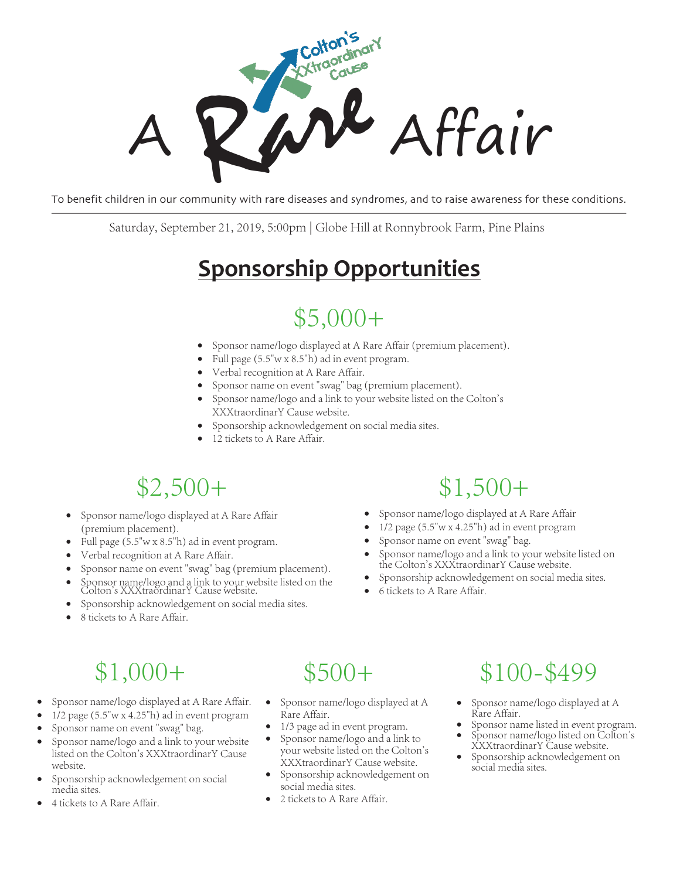Colton's XXtraordinarY Cause

# A Rare Affair

To benefit children in our community with rare diseases and syndromes, and to raise awareness for these conditions.

Saturday, September 21, 2019, 5:00pm | Globe Hill at Ronnybrook Farm, Pine Plains

## Sponsorship Opportunities

### $5,000+

- Sponsor name/logo displayed at A Rare Affair (premium placement).
- Full page (5.5"w x 8.5"h) ad in event program.
- Verbal recognition at A Rare Affair.
- Sponsor name on event "swag" bag (premium placement).
- Sponsor name/logo and a link to your website listed on the Colton's XXXtraordinarY Cause website.
- Sponsorship acknowledgement on social media sites.
- 12 tickets to A Rare Affair.

### $2,500+

- Sponsor name/logo displayed at A Rare Affair (premium placement).
- Full page (5.5"w x 8.5"h) ad in event program.
- Verbal recognition at A Rare Affair.
- Sponsor name on event "swag" bag (premium placement).
- Sponsor name/logo and a link to your website listed on the Colton's XXXtraordinarY Cause website.
- Sponsorship acknowledgement on social media sites.
- 8 tickets to A Rare Affair.

### $1,500+

- Sponsor name/logo displayed at A Rare Affair
- 1/2 page (5.5"w x 4.25"h) ad in event program
- Sponsor name on event "swag" bag.
- Sponsor name/logo and a link to your website listed on the Colton's XXXtraordinarY Cause website.
- Sponsorship acknowledgement on social media sites.
- 6 tickets to A Rare Affair.

### $1,000+

- Sponsor name/logo displayed at A Rare Affair.
- 1/2 page (5.5"w x 4.25"h) ad in event program
- Sponsor name on event "swag" bag.
- Sponsor name/logo and a link to your website listed on the Colton's XXXtraordinarY Cause website.
- Sponsorship acknowledgement on social media sites.
- 4 tickets to A Rare Affair.

### $500+

- Sponsor name/logo displayed at A Rare Affair.
- 1/3 page ad in event program.
- Sponsor name/logo and a link to your website listed on the Colton's XXXtraordinarY Cause website.
- Sponsorship acknowledgement on social media sites.
- 2 tickets to A Rare Affair.

### $100-$499

- Sponsor name/logo displayed at A Rare Affair.
- Sponsor name listed in event program.
- Sponsor name/logo listed on Colton's XXXtraordinarY Cause website.
- Sponsorship acknowledgement on social media sites.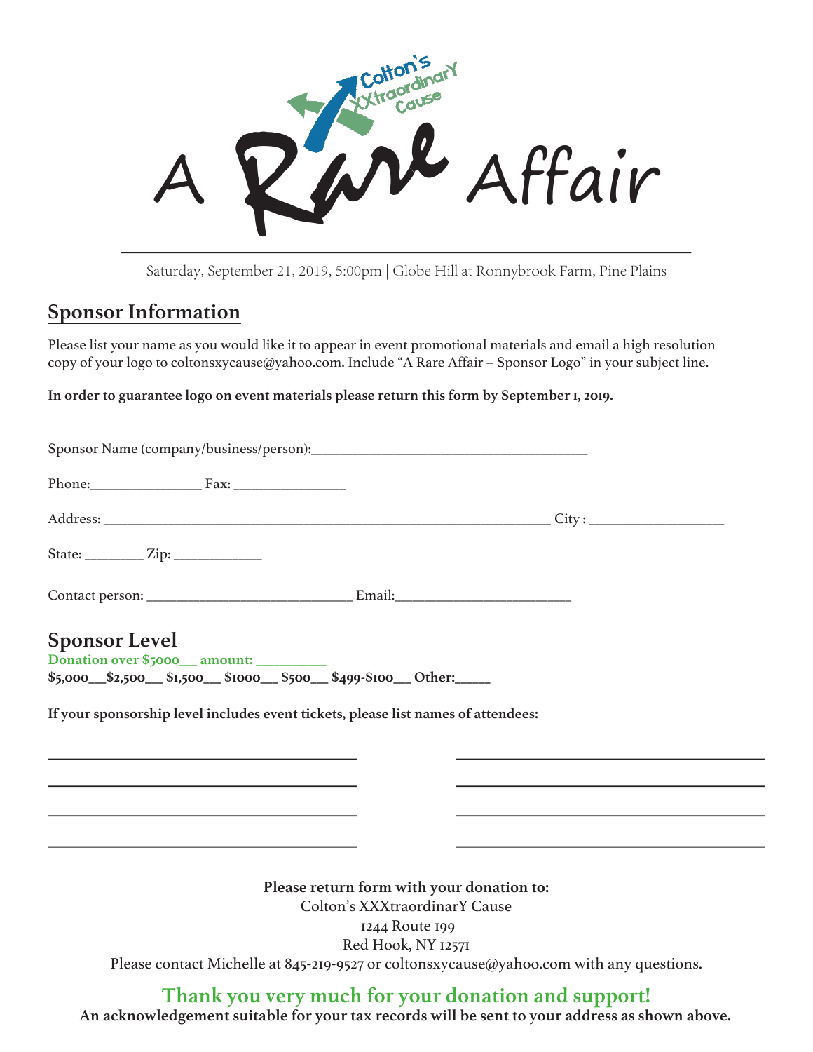# A Rare Affair

Colton's XXtraordinarY Cause

Saturday, September 21, 2019, 5:00pm | Globe Hill at Ronnybrook Farm, Pine Plains

## Sponsor Information

Please list your name as you would like it to appear in event promotional materials and email a high resolution copy of your logo to coltonsxycause@yahoo.com. Include "A Rare Affair – Sponsor Logo" in your subject line.

**In order to guarantee logo on event materials please return this form by September 1, 2019.**

Sponsor Name (company/business/person):________________________________________

Phone:________________ Fax: ________________

Address: _________________________________________________________________ City : ___________________

State: ________ Zip: ____________

Contact person: ______________________________ Email:_________________________

## Sponsor Level

**Donation over $5000__ amount: __________**

**$5,000__$2,500__ $1,500__ $1000__ $500__ $499-$100__ Other:_____**

**If your sponsorship level includes event tickets, please list names of attendees:**

_____________________________________________ _____________________________________________

_____________________________________________ _____________________________________________

_____________________________________________ _____________________________________________

_____________________________________________ _____________________________________________

**Please return form with your donation to:**

Colton's XXXtraordinarY Cause

1244 Route 199

Red Hook, NY 12571

Please contact Michelle at 845-219-9527 or coltonsxycause@yahoo.com with any questions.

**Thank you very much for your donation and support!**

**An acknowledgement suitable for your tax records will be sent to your address as shown above.**